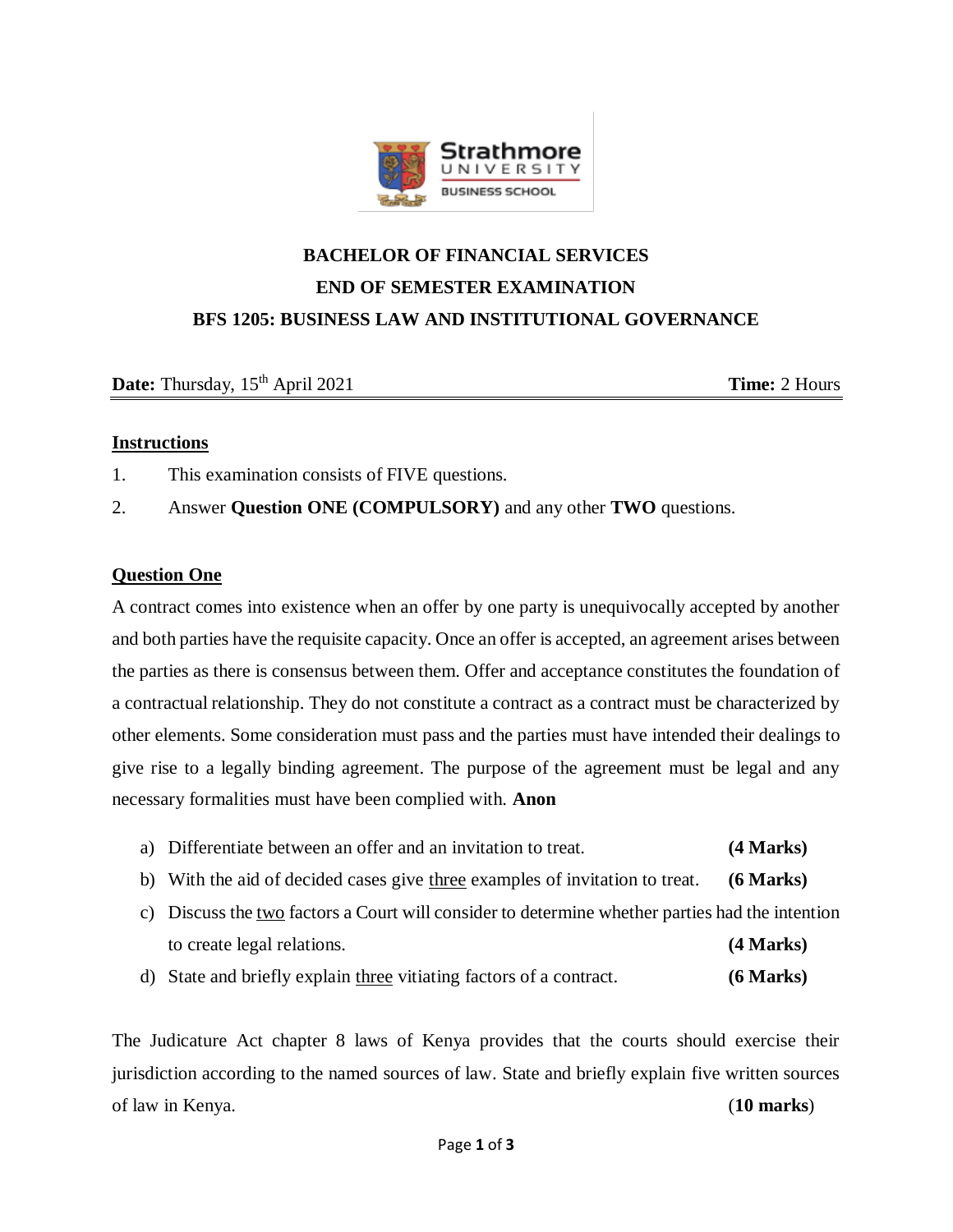# BACHELOR OF FINANCIAL SERVICES

## END OF SEMESTER EXAMINATION

## BFS 1205: BUSINESS LAW AND INSTITUTIONAL GOVERNANCE

**Date:** Thursday, 15th April 2021 **Time:** 2 Hours

---

**Instructions**

1. This examination consists of FIVE questions.
2. Answer **Question ONE (COMPULSORY)** and any other **TWO** questions.

**Question One**

A contract comes into existence when an offer by one party is unequivocally accepted by another and both parties have the requisite capacity. Once an offer is accepted, an agreement arises between the parties as there is consensus between them. Offer and acceptance constitutes the foundation of a contractual relationship. They do not constitute a contract as a contract must be characterized by other elements. Some consideration must pass and the parties must have intended their dealings to give rise to a legally binding agreement. The purpose of the agreement must be legal and any necessary formalities must have been complied with. **Anon**

a) Differentiate between an offer and an invitation to treat. **(4 Marks)**

b) With the aid of decided cases give three examples of invitation to treat. **(6 Marks)**

c) Discuss the two factors a Court will consider to determine whether parties had the intention to create legal relations. **(4 Marks)**

d) State and briefly explain three vitiating factors of a contract. **(6 Marks)**

The Judicature Act chapter 8 laws of Kenya provides that the courts should exercise their jurisdiction according to the named sources of law. State and briefly explain five written sources of law in Kenya. (**10 marks**)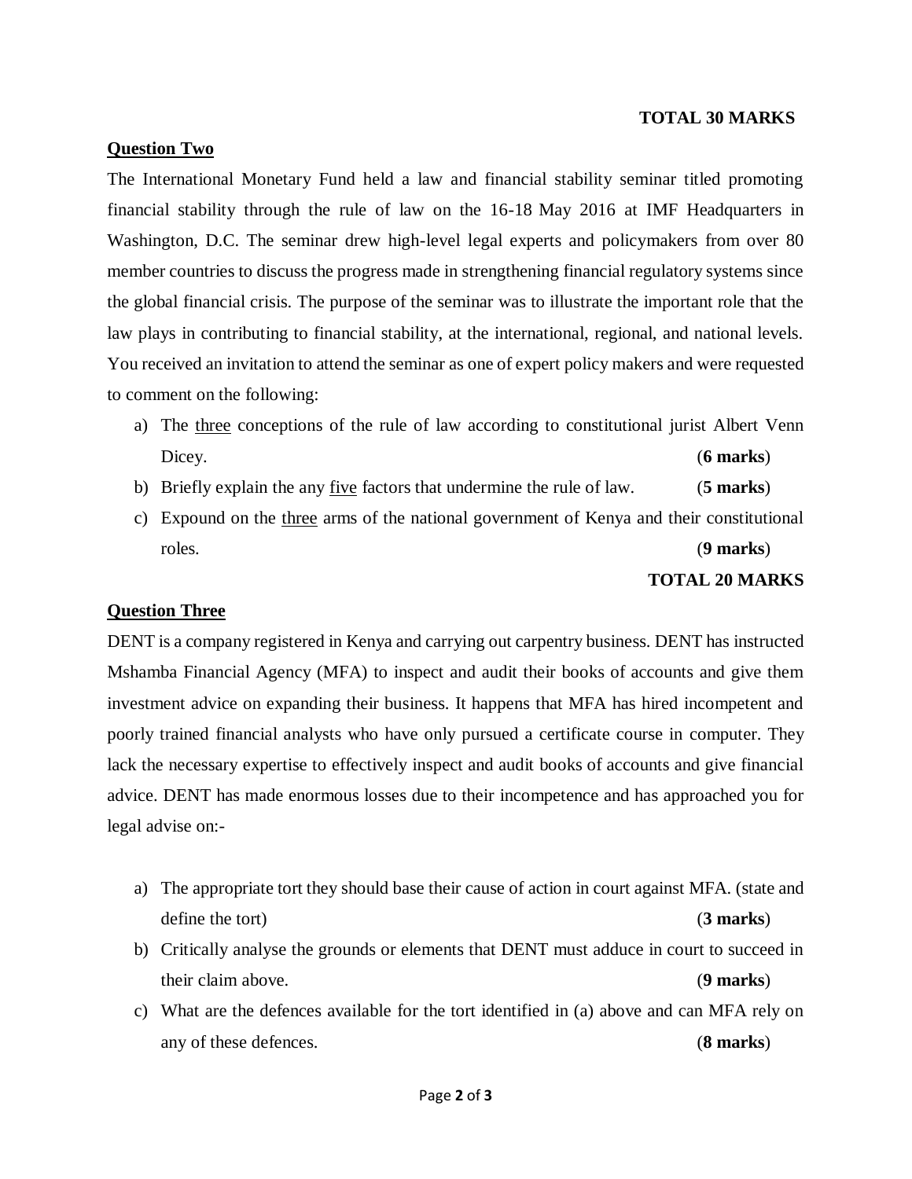**TOTAL 30 MARKS**

**Question Two**

The International Monetary Fund held a law and financial stability seminar titled promoting financial stability through the rule of law on the 16-18 May 2016 at IMF Headquarters in Washington, D.C. The seminar drew high-level legal experts and policymakers from over 80 member countries to discuss the progress made in strengthening financial regulatory systems since the global financial crisis. The purpose of the seminar was to illustrate the important role that the law plays in contributing to financial stability, at the international, regional, and national levels. You received an invitation to attend the seminar as one of expert policy makers and were requested to comment on the following:

a) The three conceptions of the rule of law according to constitutional jurist Albert Venn Dicey. (**6 marks**)

b) Briefly explain the any five factors that undermine the rule of law. (**5 marks**)

c) Expound on the three arms of the national government of Kenya and their constitutional roles. (**9 marks**)

**TOTAL 20 MARKS**

**Question Three**

DENT is a company registered in Kenya and carrying out carpentry business. DENT has instructed Mshamba Financial Agency (MFA) to inspect and audit their books of accounts and give them investment advice on expanding their business. It happens that MFA has hired incompetent and poorly trained financial analysts who have only pursued a certificate course in computer. They lack the necessary expertise to effectively inspect and audit books of accounts and give financial advice. DENT has made enormous losses due to their incompetence and has approached you for legal advise on:-

a) The appropriate tort they should base their cause of action in court against MFA. (state and define the tort) (**3 marks**)

b) Critically analyse the grounds or elements that DENT must adduce in court to succeed in their claim above. (**9 marks**)

c) What are the defences available for the tort identified in (a) above and can MFA rely on any of these defences. (**8 marks**)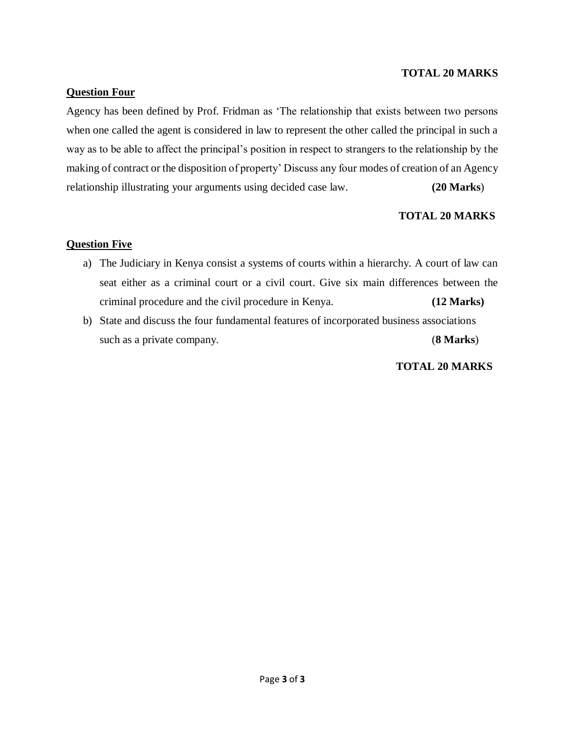**TOTAL 20 MARKS**

**Question Four**

Agency has been defined by Prof. Fridman as 'The relationship that exists between two persons when one called the agent is considered in law to represent the other called the principal in such a way as to be able to affect the principal's position in respect to strangers to the relationship by the making of contract or the disposition of property' Discuss any four modes of creation of an Agency relationship illustrating your arguments using decided case law. **(20 Marks)**

**TOTAL 20 MARKS**

**Question Five**

a) The Judiciary in Kenya consist a systems of courts within a hierarchy. A court of law can seat either as a criminal court or a civil court. Give six main differences between the criminal procedure and the civil procedure in Kenya. **(12 Marks)**

b) State and discuss the four fundamental features of incorporated business associations such as a private company. (**8 Marks**)

**TOTAL 20 MARKS**